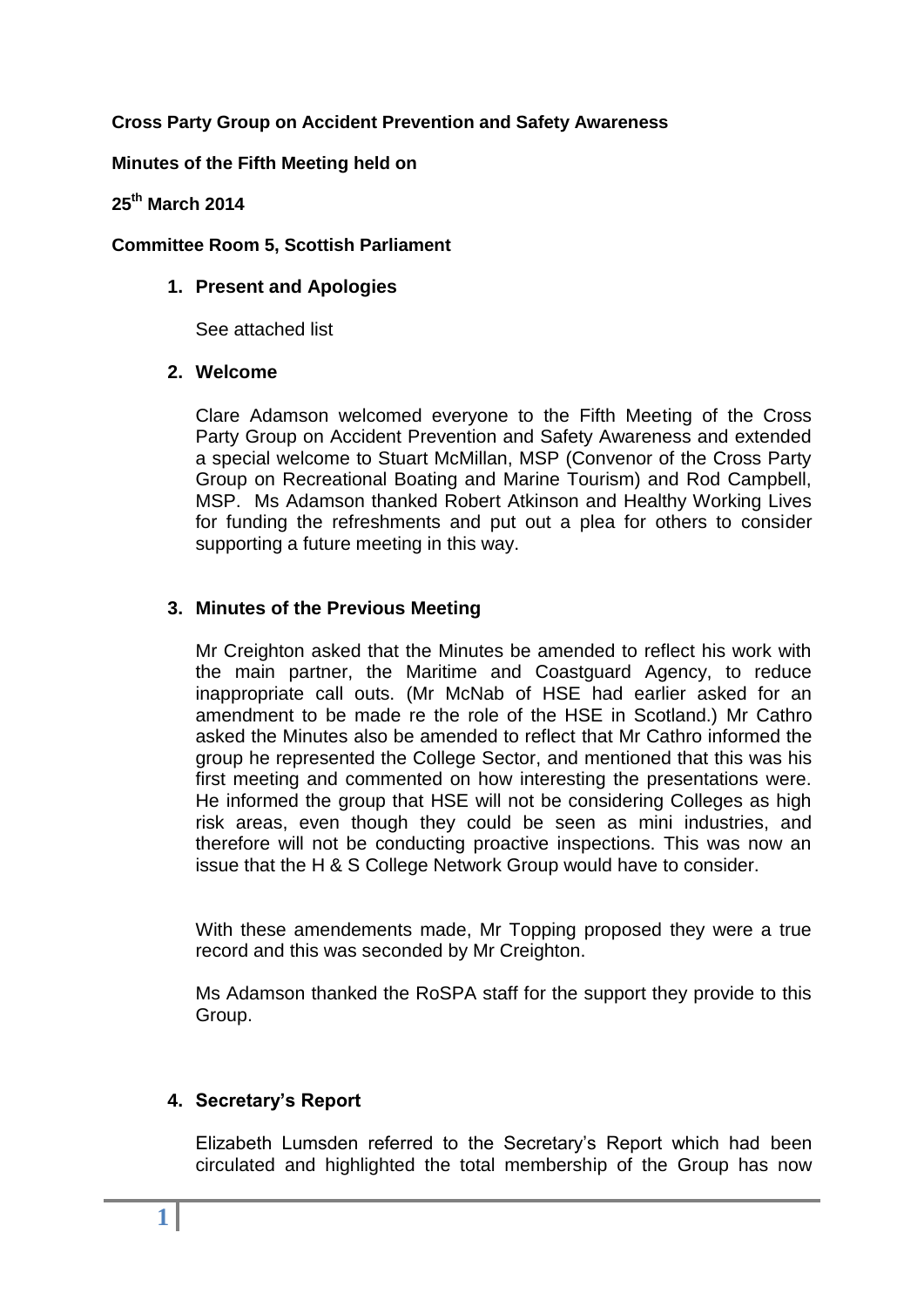**Cross Party Group on Accident Prevention and Safety Awareness**

**Minutes of the Fifth Meeting held on**

**25th March 2014**

**Committee Room 5, Scottish Parliament**

1. **Present and Apologies**

   See attached list

2. **Welcome**

   Clare Adamson welcomed everyone to the Fifth Meeting of the Cross Party Group on Accident Prevention and Safety Awareness and extended a special welcome to Stuart McMillan, MSP (Convenor of the Cross Party Group on Recreational Boating and Marine Tourism) and Rod Campbell, MSP. Ms Adamson thanked Robert Atkinson and Healthy Working Lives for funding the refreshments and put out a plea for others to consider supporting a future meeting in this way.

3. **Minutes of the Previous Meeting**

   Mr Creighton asked that the Minutes be amended to reflect his work with the main partner, the Maritime and Coastguard Agency, to reduce inappropriate call outs. (Mr McNab of HSE had earlier asked for an amendment to be made re the role of the HSE in Scotland.) Mr Cathro asked the Minutes also be amended to reflect that Mr Cathro informed the group he represented the College Sector, and mentioned that this was his first meeting and commented on how interesting the presentations were. He informed the group that HSE will not be considering Colleges as high risk areas, even though they could be seen as mini industries, and therefore will not be conducting proactive inspections. This was now an issue that the H & S College Network Group would have to consider.

   With these amendements made, Mr Topping proposed they were a true record and this was seconded by Mr Creighton.

   Ms Adamson thanked the RoSPA staff for the support they provide to this Group.

4. **Secretary's Report**

   Elizabeth Lumsden referred to the Secretary's Report which had been circulated and highlighted the total membership of the Group has now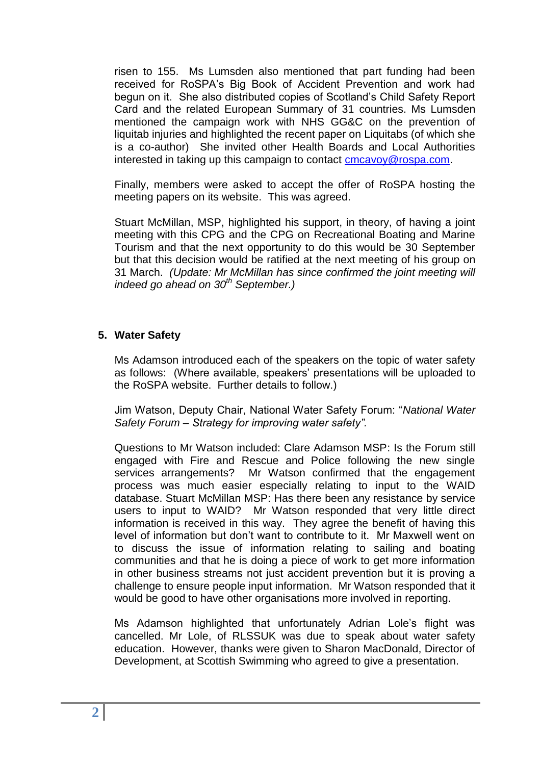risen to 155. Ms Lumsden also mentioned that part funding had been received for RoSPA's Big Book of Accident Prevention and work had begun on it. She also distributed copies of Scotland's Child Safety Report Card and the related European Summary of 31 countries. Ms Lumsden mentioned the campaign work with NHS GG&C on the prevention of liquitab injuries and highlighted the recent paper on Liquitabs (of which she is a co-author) She invited other Health Boards and Local Authorities interested in taking up this campaign to contact cmcavoy@rospa.com.

Finally, members were asked to accept the offer of RoSPA hosting the meeting papers on its website. This was agreed.

Stuart McMillan, MSP, highlighted his support, in theory, of having a joint meeting with this CPG and the CPG on Recreational Boating and Marine Tourism and that the next opportunity to do this would be 30 September but that this decision would be ratified at the next meeting of his group on 31 March. *(Update: Mr McMillan has since confirmed the joint meeting will indeed go ahead on 30th September.)*

## 5. Water Safety

Ms Adamson introduced each of the speakers on the topic of water safety as follows: (Where available, speakers' presentations will be uploaded to the RoSPA website. Further details to follow.)

Jim Watson, Deputy Chair, National Water Safety Forum: "*National Water Safety Forum – Strategy for improving water safety".*

Questions to Mr Watson included: Clare Adamson MSP: Is the Forum still engaged with Fire and Rescue and Police following the new single services arrangements? Mr Watson confirmed that the engagement process was much easier especially relating to input to the WAID database. Stuart McMillan MSP: Has there been any resistance by service users to input to WAID? Mr Watson responded that very little direct information is received in this way. They agree the benefit of having this level of information but don't want to contribute to it. Mr Maxwell went on to discuss the issue of information relating to sailing and boating communities and that he is doing a piece of work to get more information in other business streams not just accident prevention but it is proving a challenge to ensure people input information. Mr Watson responded that it would be good to have other organisations more involved in reporting.

Ms Adamson highlighted that unfortunately Adrian Lole's flight was cancelled. Mr Lole, of RLSSUK was due to speak about water safety education. However, thanks were given to Sharon MacDonald, Director of Development, at Scottish Swimming who agreed to give a presentation.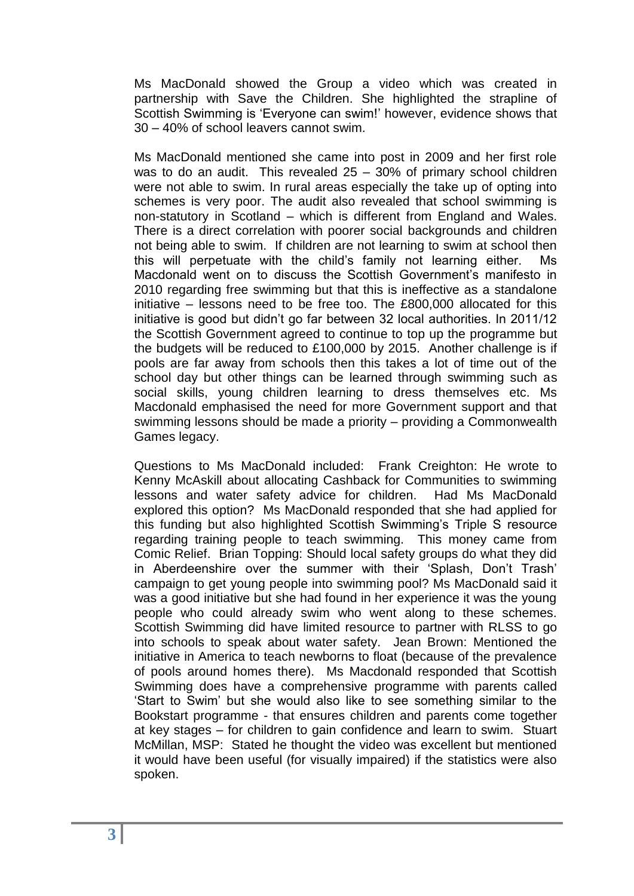Ms MacDonald showed the Group a video which was created in partnership with Save the Children. She highlighted the strapline of Scottish Swimming is 'Everyone can swim!' however, evidence shows that 30 – 40% of school leavers cannot swim.

Ms MacDonald mentioned she came into post in 2009 and her first role was to do an audit. This revealed 25 – 30% of primary school children were not able to swim. In rural areas especially the take up of opting into schemes is very poor. The audit also revealed that school swimming is non-statutory in Scotland – which is different from England and Wales. There is a direct correlation with poorer social backgrounds and children not being able to swim. If children are not learning to swim at school then this will perpetuate with the child's family not learning either. Ms Macdonald went on to discuss the Scottish Government's manifesto in 2010 regarding free swimming but that this is ineffective as a standalone initiative – lessons need to be free too. The £800,000 allocated for this initiative is good but didn't go far between 32 local authorities. In 2011/12 the Scottish Government agreed to continue to top up the programme but the budgets will be reduced to £100,000 by 2015. Another challenge is if pools are far away from schools then this takes a lot of time out of the school day but other things can be learned through swimming such as social skills, young children learning to dress themselves etc. Ms Macdonald emphasised the need for more Government support and that swimming lessons should be made a priority – providing a Commonwealth Games legacy.

Questions to Ms MacDonald included: Frank Creighton: He wrote to Kenny McAskill about allocating Cashback for Communities to swimming lessons and water safety advice for children. Had Ms MacDonald explored this option? Ms MacDonald responded that she had applied for this funding but also highlighted Scottish Swimming's Triple S resource regarding training people to teach swimming. This money came from Comic Relief. Brian Topping: Should local safety groups do what they did in Aberdeenshire over the summer with their 'Splash, Don't Trash' campaign to get young people into swimming pool? Ms MacDonald said it was a good initiative but she had found in her experience it was the young people who could already swim who went along to these schemes. Scottish Swimming did have limited resource to partner with RLSS to go into schools to speak about water safety. Jean Brown: Mentioned the initiative in America to teach newborns to float (because of the prevalence of pools around homes there). Ms Macdonald responded that Scottish Swimming does have a comprehensive programme with parents called 'Start to Swim' but she would also like to see something similar to the Bookstart programme - that ensures children and parents come together at key stages – for children to gain confidence and learn to swim. Stuart McMillan, MSP: Stated he thought the video was excellent but mentioned it would have been useful (for visually impaired) if the statistics were also spoken.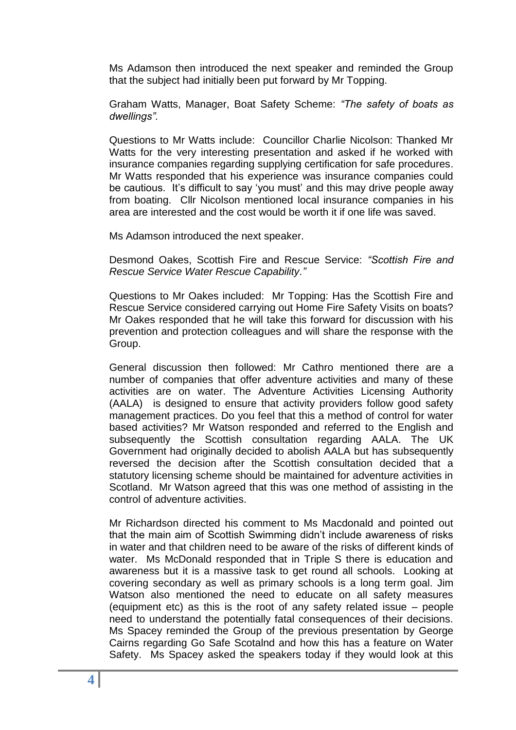Ms Adamson then introduced the next speaker and reminded the Group that the subject had initially been put forward by Mr Topping.

Graham Watts, Manager, Boat Safety Scheme: *"The safety of boats as dwellings".*

Questions to Mr Watts include: Councillor Charlie Nicolson: Thanked Mr Watts for the very interesting presentation and asked if he worked with insurance companies regarding supplying certification for safe procedures. Mr Watts responded that his experience was insurance companies could be cautious. It's difficult to say 'you must' and this may drive people away from boating. Cllr Nicolson mentioned local insurance companies in his area are interested and the cost would be worth it if one life was saved.

Ms Adamson introduced the next speaker.

Desmond Oakes, Scottish Fire and Rescue Service: *"Scottish Fire and Rescue Service Water Rescue Capability."*

Questions to Mr Oakes included: Mr Topping: Has the Scottish Fire and Rescue Service considered carrying out Home Fire Safety Visits on boats? Mr Oakes responded that he will take this forward for discussion with his prevention and protection colleagues and will share the response with the Group.

General discussion then followed: Mr Cathro mentioned there are a number of companies that offer adventure activities and many of these activities are on water. The Adventure Activities Licensing Authority (AALA) is designed to ensure that activity providers follow good safety management practices. Do you feel that this a method of control for water based activities? Mr Watson responded and referred to the English and subsequently the Scottish consultation regarding AALA. The UK Government had originally decided to abolish AALA but has subsequently reversed the decision after the Scottish consultation decided that a statutory licensing scheme should be maintained for adventure activities in Scotland. Mr Watson agreed that this was one method of assisting in the control of adventure activities.

Mr Richardson directed his comment to Ms Macdonald and pointed out that the main aim of Scottish Swimming didn't include awareness of risks in water and that children need to be aware of the risks of different kinds of water. Ms McDonald responded that in Triple S there is education and awareness but it is a massive task to get round all schools. Looking at covering secondary as well as primary schools is a long term goal. Jim Watson also mentioned the need to educate on all safety measures (equipment etc) as this is the root of any safety related issue – people need to understand the potentially fatal consequences of their decisions. Ms Spacey reminded the Group of the previous presentation by George Cairns regarding Go Safe Scotalnd and how this has a feature on Water Safety. Ms Spacey asked the speakers today if they would look at this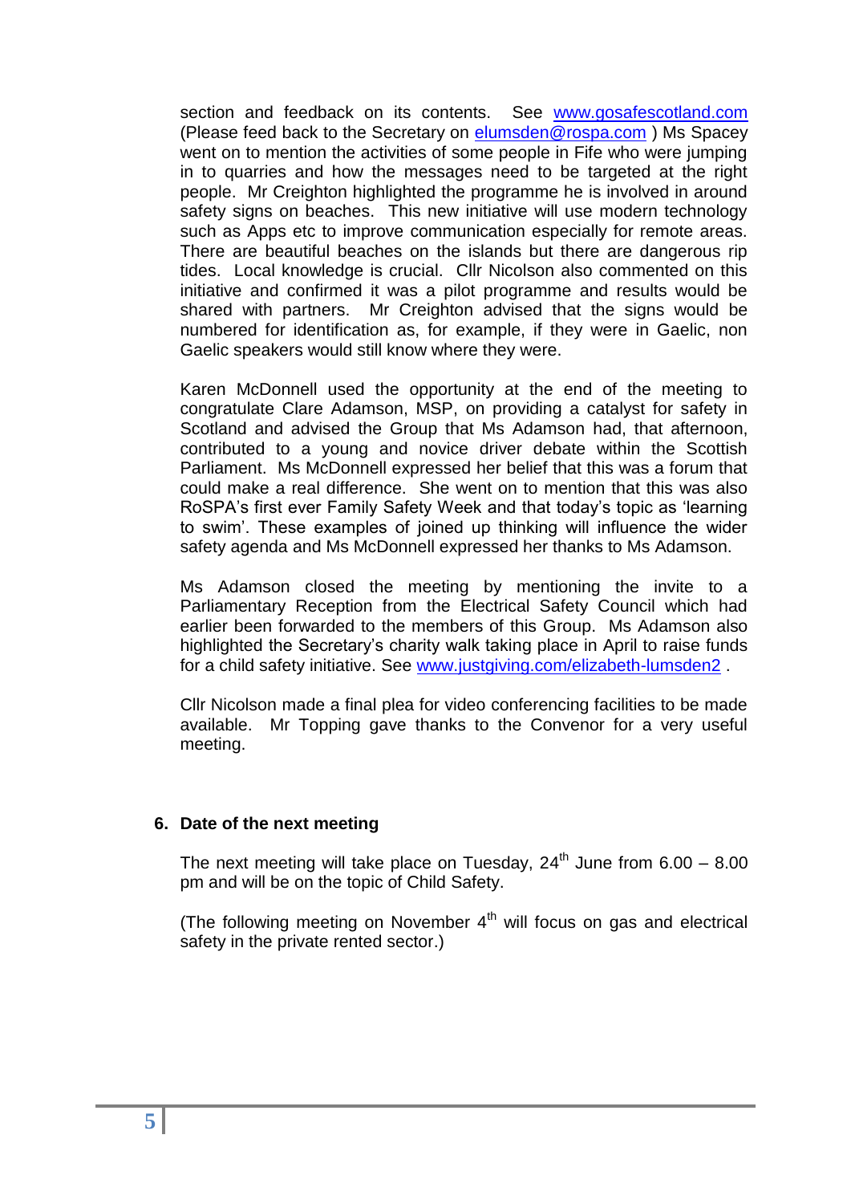section and feedback on its contents. See www.gosafescotland.com (Please feed back to the Secretary on elumsden@rospa.com ) Ms Spacey went on to mention the activities of some people in Fife who were jumping in to quarries and how the messages need to be targeted at the right people. Mr Creighton highlighted the programme he is involved in around safety signs on beaches. This new initiative will use modern technology such as Apps etc to improve communication especially for remote areas. There are beautiful beaches on the islands but there are dangerous rip tides. Local knowledge is crucial. Cllr Nicolson also commented on this initiative and confirmed it was a pilot programme and results would be shared with partners. Mr Creighton advised that the signs would be numbered for identification as, for example, if they were in Gaelic, non Gaelic speakers would still know where they were.

Karen McDonnell used the opportunity at the end of the meeting to congratulate Clare Adamson, MSP, on providing a catalyst for safety in Scotland and advised the Group that Ms Adamson had, that afternoon, contributed to a young and novice driver debate within the Scottish Parliament. Ms McDonnell expressed her belief that this was a forum that could make a real difference. She went on to mention that this was also RoSPA's first ever Family Safety Week and that today's topic as 'learning to swim'. These examples of joined up thinking will influence the wider safety agenda and Ms McDonnell expressed her thanks to Ms Adamson.

Ms Adamson closed the meeting by mentioning the invite to a Parliamentary Reception from the Electrical Safety Council which had earlier been forwarded to the members of this Group. Ms Adamson also highlighted the Secretary's charity walk taking place in April to raise funds for a child safety initiative. See www.justgiving.com/elizabeth-lumsden2 .

Cllr Nicolson made a final plea for video conferencing facilities to be made available. Mr Topping gave thanks to the Convenor for a very useful meeting.

## 6. Date of the next meeting

The next meeting will take place on Tuesday, 24th June from 6.00 – 8.00 pm and will be on the topic of Child Safety.

(The following meeting on November 4th will focus on gas and electrical safety in the private rented sector.)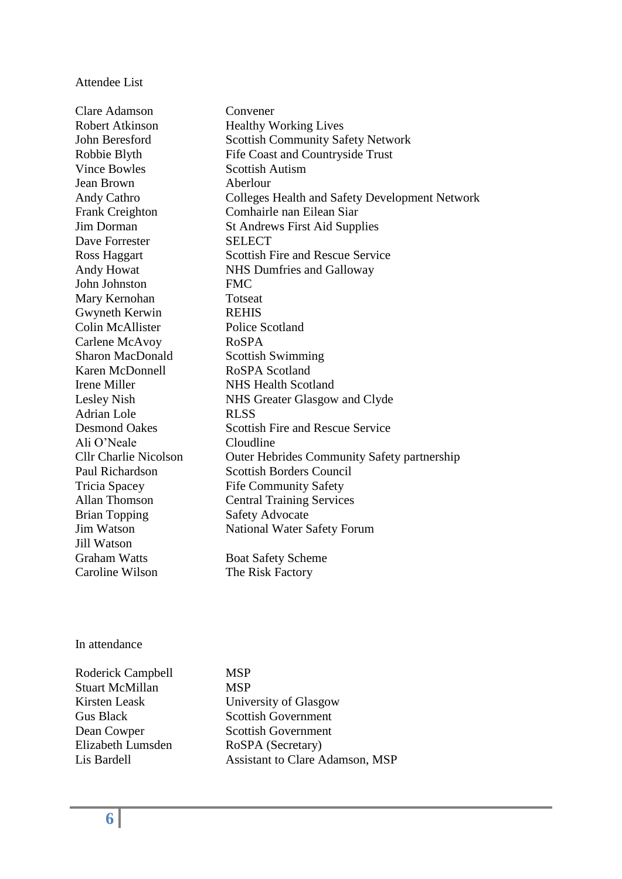Attendee List

| | |
|---|---|
| Clare Adamson | Convener |
| Robert Atkinson | Healthy Working Lives |
| John Beresford | Scottish Community Safety Network |
| Robbie Blyth | Fife Coast and Countryside Trust |
| Vince Bowles | Scottish Autism |
| Jean Brown | Aberlour |
| Andy Cathro | Colleges Health and Safety Development Network |
| Frank Creighton | Comhairle nan Eilean Siar |
| Jim Dorman | St Andrews First Aid Supplies |
| Dave Forrester | SELECT |
| Ross Haggart | Scottish Fire and Rescue Service |
| Andy Howat | NHS Dumfries and Galloway |
| John Johnston | FMC |
| Mary Kernohan | Totseat |
| Gwyneth Kerwin | REHIS |
| Colin McAllister | Police Scotland |
| Carlene McAvoy | RoSPA |
| Sharon MacDonald | Scottish Swimming |
| Karen McDonnell | RoSPA Scotland |
| Irene Miller | NHS Health Scotland |
| Lesley Nish | NHS Greater Glasgow and Clyde |
| Adrian Lole | RLSS |
| Desmond Oakes | Scottish Fire and Rescue Service |
| Ali O'Neale | Cloudline |
| Cllr Charlie Nicolson | Outer Hebrides Community Safety partnership |
| Paul Richardson | Scottish Borders Council |
| Tricia Spacey | Fife Community Safety |
| Allan Thomson | Central Training Services |
| Brian Topping | Safety Advocate |
| Jim Watson | National Water Safety Forum |
| Jill Watson | |
| Graham Watts | Boat Safety Scheme |
| Caroline Wilson | The Risk Factory |

In attendance

| | |
|---|---|
| Roderick Campbell | MSP |
| Stuart McMillan | MSP |
| Kirsten Leask | University of Glasgow |
| Gus Black | Scottish Government |
| Dean Cowper | Scottish Government |
| Elizabeth Lumsden | RoSPA (Secretary) |
| Lis Bardell | Assistant to Clare Adamson, MSP |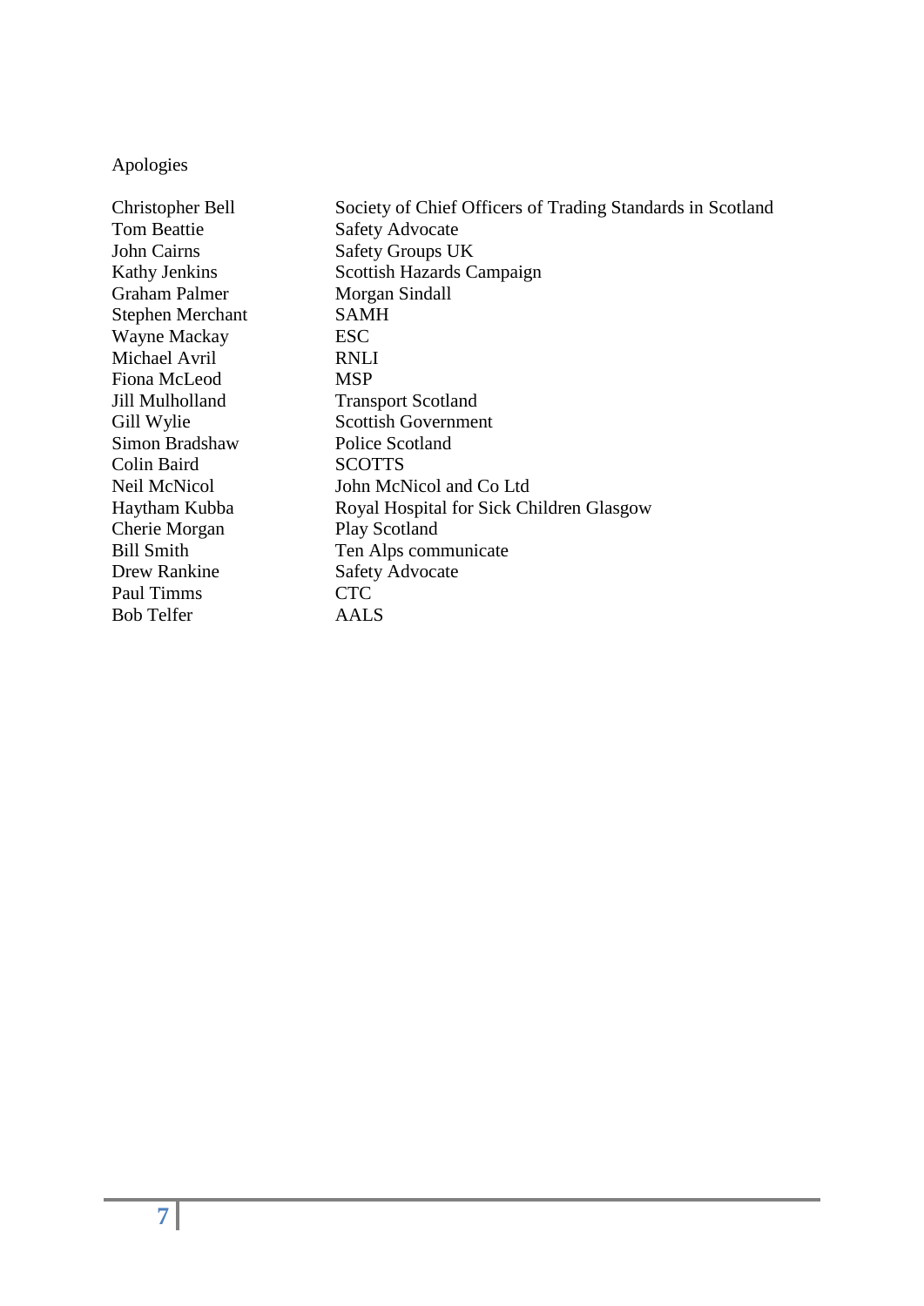Apologies

| | |
|---|---|
| Christopher Bell | Society of Chief Officers of Trading Standards in Scotland |
| Tom Beattie | Safety Advocate |
| John Cairns | Safety Groups UK |
| Kathy Jenkins | Scottish Hazards Campaign |
| Graham Palmer | Morgan Sindall |
| Stephen Merchant | SAMH |
| Wayne Mackay | ESC |
| Michael Avril | RNLI |
| Fiona McLeod | MSP |
| Jill Mulholland | Transport Scotland |
| Gill Wylie | Scottish Government |
| Simon Bradshaw | Police Scotland |
| Colin Baird | SCOTTS |
| Neil McNicol | John McNicol and Co Ltd |
| Haytham Kubba | Royal Hospital for Sick Children Glasgow |
| Cherie Morgan | Play Scotland |
| Bill Smith | Ten Alps communicate |
| Drew Rankine | Safety Advocate |
| Paul Timms | CTC |
| Bob Telfer | AALS |